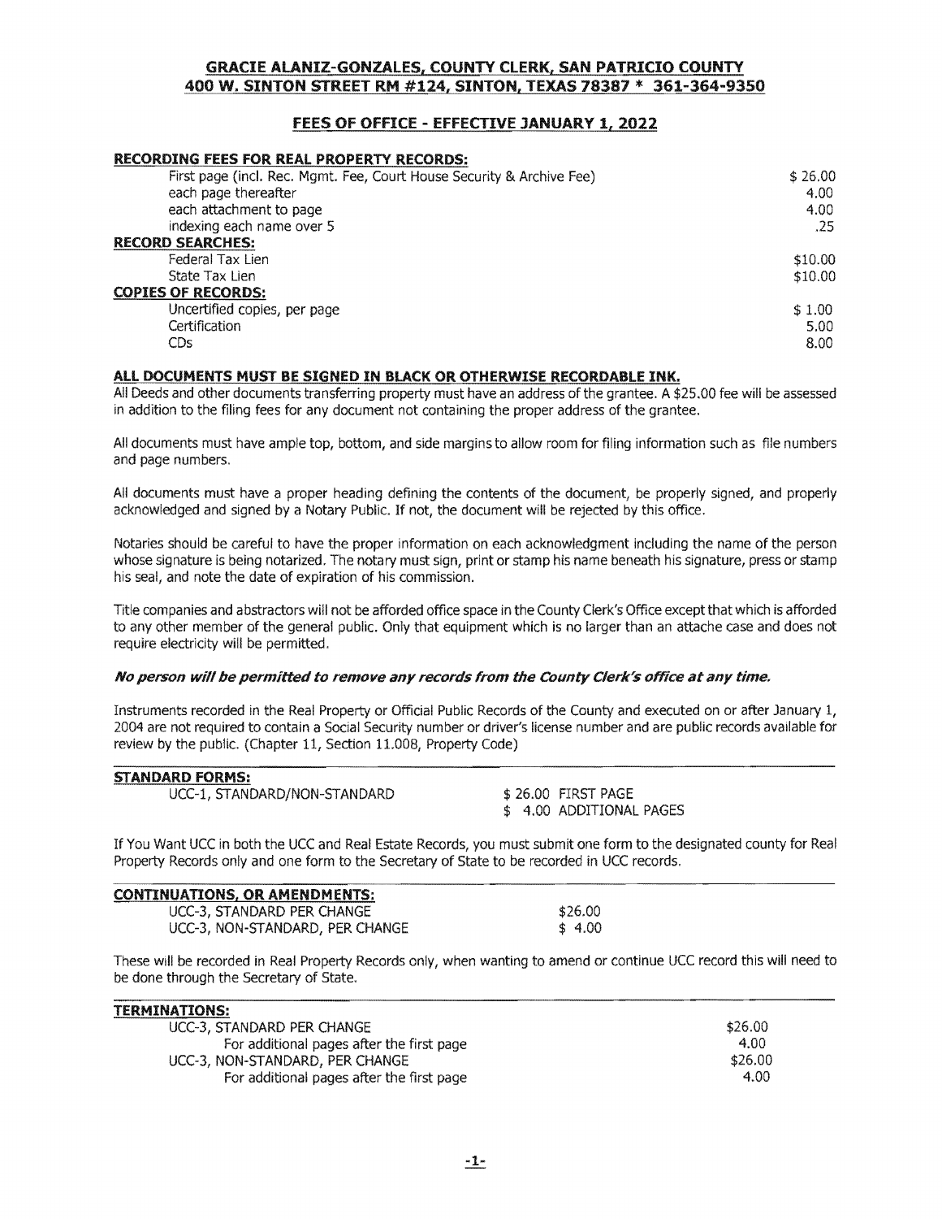## GRACIE ALANIZ-GONZALES, COUNTY CLERK, SAN PATRICIO COUNTY
## 400 W. SINTON STREET RM #124, SINTON, TEXAS 78387 * 361-364-9350

### FEES OF OFFICE - EFFECTIVE JANUARY 1, 2022

| | |
|---|---|
| **RECORDING FEES FOR REAL PROPERTY RECORDS:** | |
| First page (incl. Rec. Mgmt. Fee, Court House Security & Archive Fee) | $ 26.00 |
| each page thereafter | 4.00 |
| each attachment to page | 4.00 |
| indexing each name over 5 | .25 |
| **RECORD SEARCHES:** | |
| Federal Tax Lien | $10.00 |
| State Tax Lien | $10.00 |
| **COPIES OF RECORDS:** | |
| Uncertified copies, per page | $ 1.00 |
| Certification | 5.00 |
| CDs | 8.00 |

**ALL DOCUMENTS MUST BE SIGNED IN BLACK OR OTHERWISE RECORDABLE INK.**

All Deeds and other documents transferring property must have an address of the grantee. A $25.00 fee will be assessed in addition to the filing fees for any document not containing the proper address of the grantee.

All documents must have ample top, bottom, and side margins to allow room for filing information such as file numbers and page numbers.

All documents must have a proper heading defining the contents of the document, be properly signed, and properly acknowledged and signed by a Notary Public. If not, the document will be rejected by this office.

Notaries should be careful to have the proper information on each acknowledgment including the name of the person whose signature is being notarized. The notary must sign, print or stamp his name beneath his signature, press or stamp his seal, and note the date of expiration of his commission.

Title companies and abstractors will not be afforded office space in the County Clerk's Office except that which is afforded to any other member of the general public. Only that equipment which is no larger than an attache case and does not require electricity will be permitted.

***No person will be permitted to remove any records from the County Clerk's office at any time.***

Instruments recorded in the Real Property or Official Public Records of the County and executed on or after January 1, 2004 are not required to contain a Social Security number or driver's license number and are public records available for review by the public. (Chapter 11, Section 11.008, Property Code)

**STANDARD FORMS:**

| | |
|---|---|
| UCC-1, STANDARD/NON-STANDARD | $ 26.00 FIRST PAGE |
| | $ 4.00 ADDITIONAL PAGES |

If You Want UCC in both the UCC and Real Estate Records, you must submit one form to the designated county for Real Property Records only and one form to the Secretary of State to be recorded in UCC records.

**CONTINUATIONS, OR AMENDMENTS:**

| | |
|---|---|
| UCC-3, STANDARD PER CHANGE | $26.00 |
| UCC-3, NON-STANDARD, PER CHANGE | $ 4.00 |

These will be recorded in Real Property Records only, when wanting to amend or continue UCC record this will need to be done through the Secretary of State.

**TERMINATIONS:**

| | |
|---|---|
| UCC-3, STANDARD PER CHANGE | $26.00 |
| For additional pages after the first page | 4.00 |
| UCC-3, NON-STANDARD, PER CHANGE | $26.00 |
| For additional pages after the first page | 4.00 |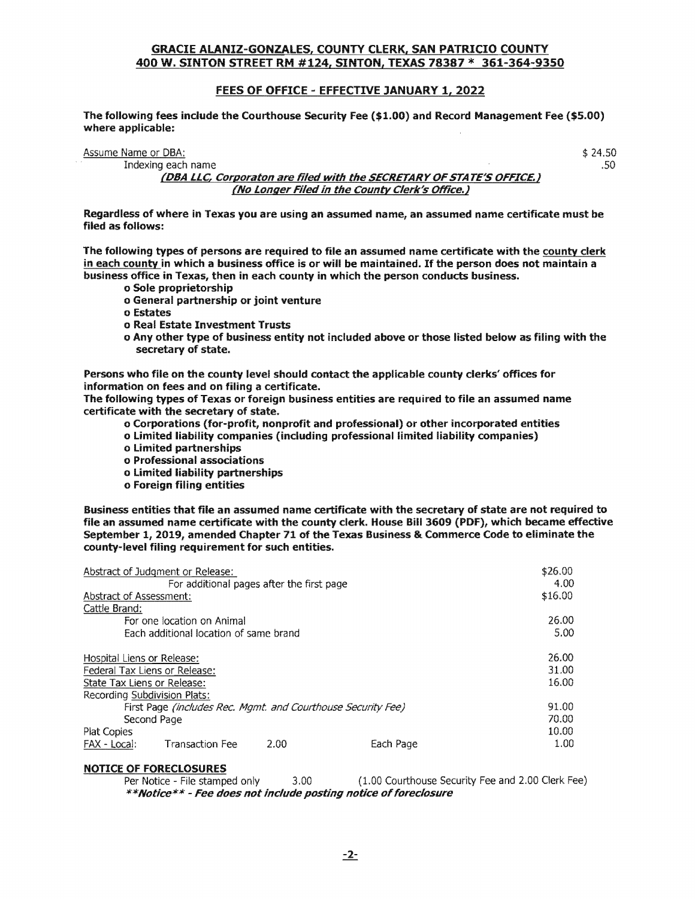## GRACIE ALANIZ-GONZALES, COUNTY CLERK, SAN PATRICIO COUNTY
## 400 W. SINTON STREET RM #124, SINTON, TEXAS 78387 * 361-364-9350

### FEES OF OFFICE - EFFECTIVE JANUARY 1, 2022

**The following fees include the Courthouse Security Fee ($1.00) and Record Management Fee ($5.00) where applicable:**

| Item | Fee |
|---|---|
| Assume Name or DBA: | $ 24.50 |
| Indexing each name | .50 |

***(DBA LLC, Corporaton are filed with the SECRETARY OF STATE'S OFFICE.)***
***(No Longer Filed in the County Clerk's Office.)***

**Regardless of where in Texas you are using an assumed name, an assumed name certificate must be filed as follows:**

**The following types of persons are required to file an assumed name certificate with the county clerk in each county in which a business office is or will be maintained. If the person does not maintain a business office in Texas, then in each county in which the person conducts business.**

- **Sole proprietorship**
- **General partnership or joint venture**
- **Estates**
- **Real Estate Investment Trusts**
- **Any other type of business entity not included above or those listed below as filing with the secretary of state.**

**Persons who file on the county level should contact the applicable county clerks' offices for information on fees and on filing a certificate.**
**The following types of Texas or foreign business entities are required to file an assumed name certificate with the secretary of state.**

- **Corporations (for-profit, nonprofit and professional) or other incorporated entities**
- **Limited liability companies (including professional limited liability companies)**
- **Limited partnerships**
- **Professional associations**
- **Limited liability partnerships**
- **Foreign filing entities**

**Business entities that file an assumed name certificate with the secretary of state are not required to file an assumed name certificate with the county clerk. House Bill 3609 (PDF), which became effective September 1, 2019, amended Chapter 71 of the Texas Business & Commerce Code to eliminate the county-level filing requirement for such entities.**

| Item | Fee |
|---|---|
| Abstract of Judgment or Release: | $26.00 |
| For additional pages after the first page | 4.00 |
| Abstract of Assessment: | $16.00 |
| Cattle Brand: | |
| For one location on Animal | 26.00 |
| Each additional location of same brand | 5.00 |
| Hospital Liens or Release: | 26.00 |
| Federal Tax Liens or Release: | 31.00 |
| State Tax Liens or Release: | 16.00 |
| Recording Subdivision Plats: | |
| First Page *(includes Rec. Mgmt. and Courthouse Security Fee)* | 91.00 |
| Second Page | 70.00 |
| Plat Copies | 10.00 |
| FAX - Local: Transaction Fee 2.00 / Each Page | 1.00 |

### NOTICE OF FORECLOSURES

Per Notice - File stamped only 3.00 (1.00 Courthouse Security Fee and 2.00 Clerk Fee)

***\*\*Notice\*\* - Fee does not include posting notice of foreclosure***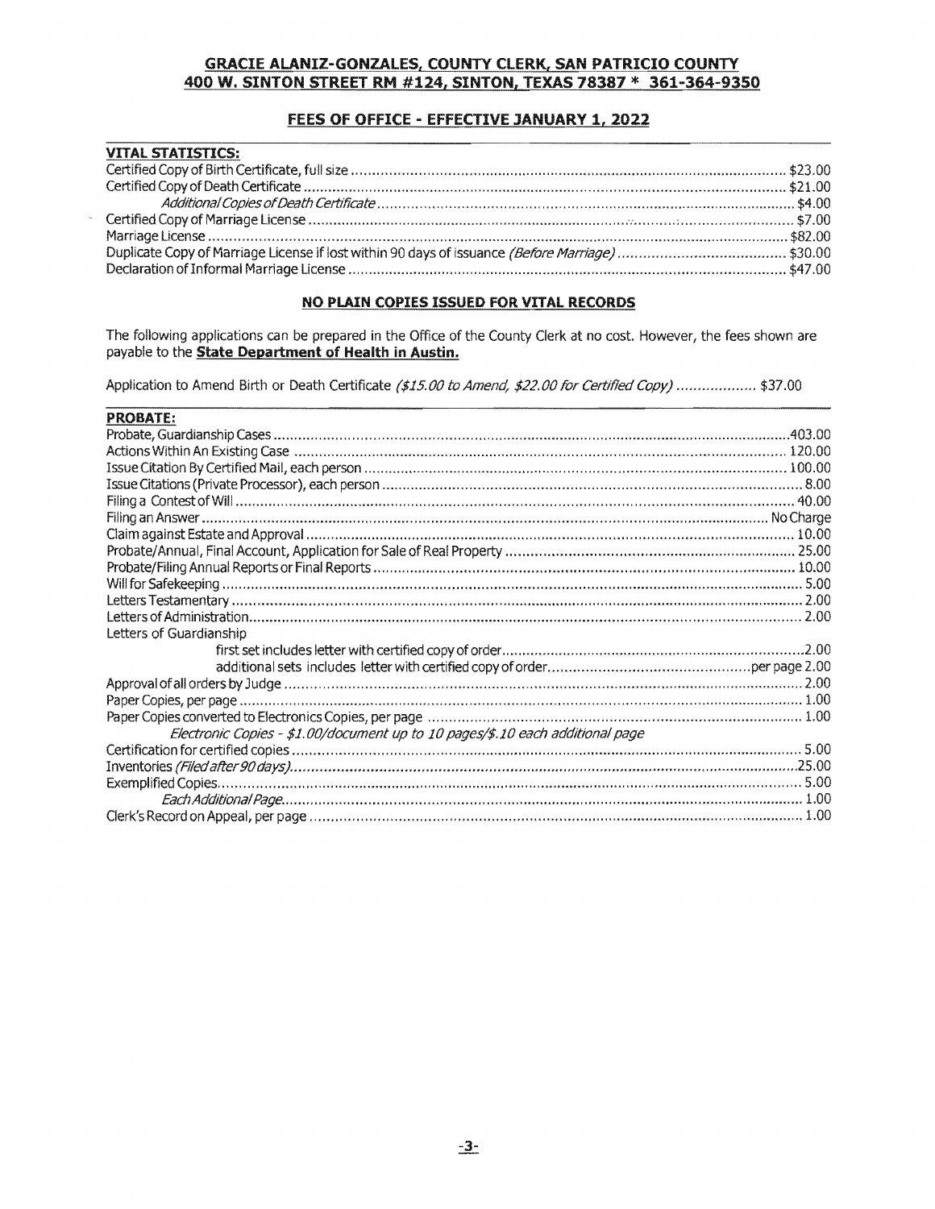**GRACIE ALANIZ-GONZALES, COUNTY CLERK, SAN PATRICIO COUNTY**
**400 W. SINTON STREET RM #124, SINTON, TEXAS 78387 * 361-364-9350**

## FEES OF OFFICE - EFFECTIVE JANUARY 1, 2022

### VITAL STATISTICS:

| | |
|---|---|
| Certified Copy of Birth Certificate, full size | $23.00 |
| Certified Copy of Death Certificate | $21.00 |
| *Additional Copies of Death Certificate* | $4.00 |
| Certified Copy of Marriage License | $7.00 |
| Marriage License | $82.00 |
| Duplicate Copy of Marriage License if lost within 90 days of issuance *(Before Marriage)* | $30.00 |
| Declaration of Informal Marriage License | $47.00 |

**NO PLAIN COPIES ISSUED FOR VITAL RECORDS**

The following applications can be prepared in the Office of the County Clerk at no cost. However, the fees shown are payable to the **State Department of Health in Austin.**

| | |
|---|---|
| Application to Amend Birth or Death Certificate *($15.00 to Amend, $22.00 for Certified Copy)* | $37.00 |

### PROBATE:

| | |
|---|---|
| Probate, Guardianship Cases | 403.00 |
| Actions Within An Existing Case | 120.00 |
| Issue Citation By Certified Mail, each person | 100.00 |
| Issue Citations (Private Processor), each person | 8.00 |
| Filing a Contest of Will | 40.00 |
| Filing an Answer | No Charge |
| Claim against Estate and Approval | 10.00 |
| Probate/Annual, Final Account, Application for Sale of Real Property | 25.00 |
| Probate/Filing Annual Reports or Final Reports | 10.00 |
| Will for Safekeeping | 5.00 |
| Letters Testamentary | 2.00 |
| Letters of Administration | 2.00 |
| Letters of Guardianship | |
| first set includes letter with certified copy of order | 2.00 |
| additional sets includes letter with certified copy of order | per page 2.00 |
| Approval of all orders by Judge | 2.00 |
| Paper Copies, per page | 1.00 |
| Paper Copies converted to Electronics Copies, per page | 1.00 |
| *Electronic Copies - $1.00/document up to 10 pages/$.10 each additional page* | |
| Certification for certified copies | 5.00 |
| Inventories *(Filed after 90 days)* | 25.00 |
| Exemplified Copies | 5.00 |
| *Each Additional Page* | 1.00 |
| Clerk's Record on Appeal, per page | 1.00 |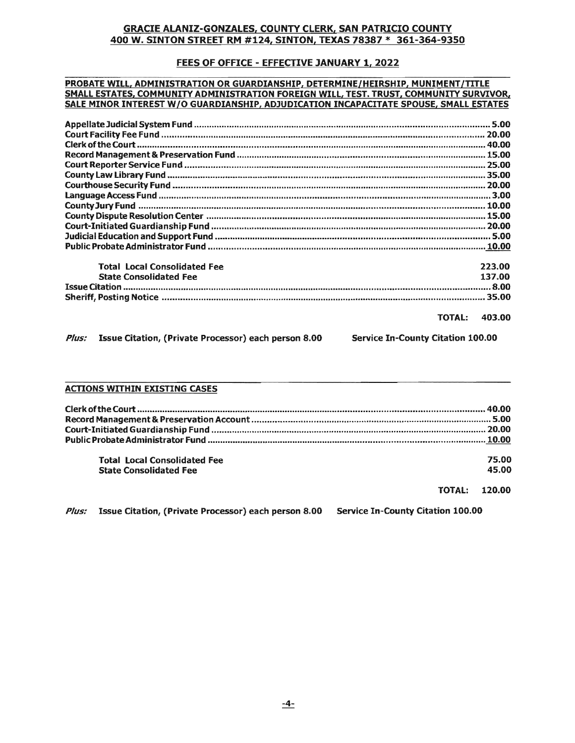**GRACIE ALANIZ-GONZALES, COUNTY CLERK, SAN PATRICIO COUNTY**
**400 W. SINTON STREET RM #124, SINTON, TEXAS 78387 * 361-364-9350**

## FEES OF OFFICE - EFFECTIVE JANUARY 1, 2022

### PROBATE WILL, ADMINISTRATION OR GUARDIANSHIP, DETERMINE/HEIRSHIP, MUNIMENT/TITLE SMALL ESTATES, COMMUNITY ADMINISTRATION FOREIGN WILL, TEST. TRUST, COMMUNITY SURVIVOR, SALE MINOR INTEREST W/O GUARDIANSHIP, ADJUDICATION INCAPACITATE SPOUSE, SMALL ESTATES

| Item | Fee |
|---|---|
| Appellate Judicial System Fund | 5.00 |
| Court Facility Fee Fund | 20.00 |
| Clerk of the Court | 40.00 |
| Record Management & Preservation Fund | 15.00 |
| Court Reporter Service Fund | 25.00 |
| County Law Library Fund | 35.00 |
| Courthouse Security Fund | 20.00 |
| Language Access Fund | 3.00 |
| County Jury Fund | 10.00 |
| County Dispute Resolution Center | 15.00 |
| Court-Initiated Guardianship Fund | 20.00 |
| Judicial Education and Support Fund | 5.00 |
| Public Probate Administrator Fund | 10.00 |
| **Total Local Consolidated Fee** | 223.00 |
| **State Consolidated Fee** | 137.00 |
| Issue Citation | 8.00 |
| Sheriff, Posting Notice | 35.00 |
| **TOTAL:** | **403.00** |

*Plus:* **Issue Citation, (Private Processor) each person 8.00** **Service In-County Citation 100.00**

### ACTIONS WITHIN EXISTING CASES

| Item | Fee |
|---|---|
| Clerk of the Court | 40.00 |
| Record Management & Preservation Account | 5.00 |
| Court-Initiated Guardianship Fund | 20.00 |
| Public Probate Administrator Fund | 10.00 |
| **Total Local Consolidated Fee** | 75.00 |
| **State Consolidated Fee** | 45.00 |
| **TOTAL:** | **120.00** |

*Plus:* **Issue Citation, (Private Processor) each person 8.00** **Service In-County Citation 100.00**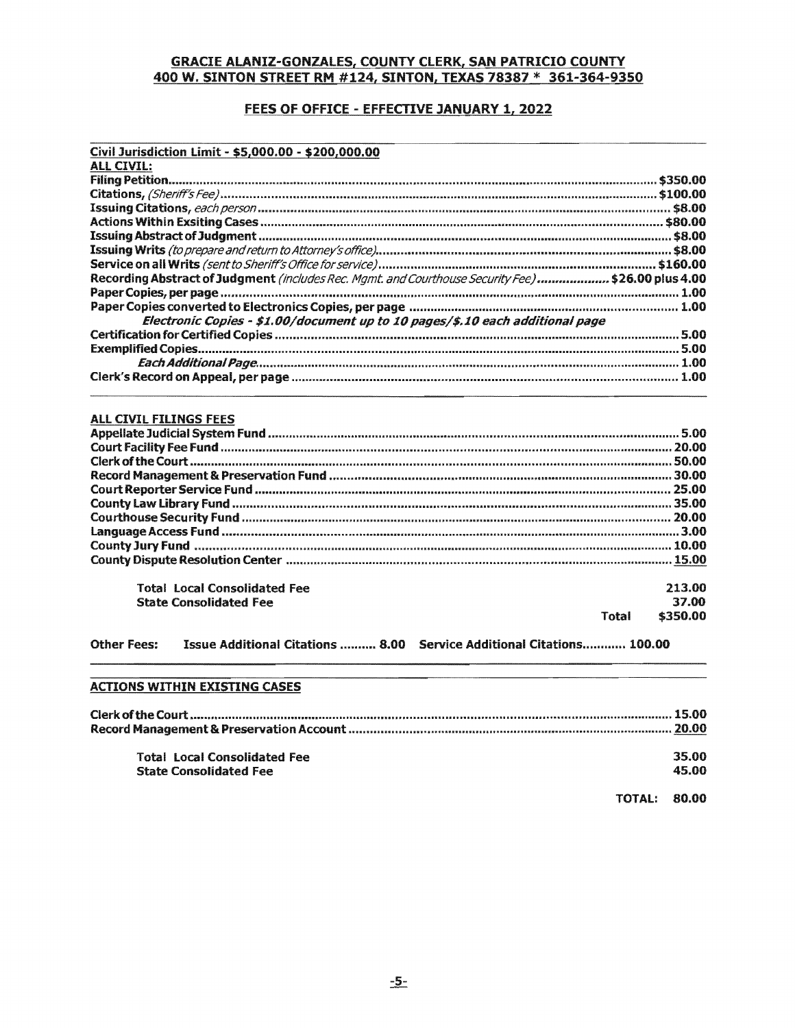## GRACIE ALANIZ-GONZALES, COUNTY CLERK, SAN PATRICIO COUNTY
## 400 W. SINTON STREET RM #124, SINTON, TEXAS 78387 * 361-364-9350

### FEES OF OFFICE - EFFECTIVE JANUARY 1, 2022

**Civil Jurisdiction Limit - $5,000.00 - $200,000.00**

**ALL CIVIL:**

| | |
|---|---|
| **Filing Petition** | **$350.00** |
| **Citations,** *(Sheriff's Fee)* | **$100.00** |
| **Issuing Citations,** *each person* | **$8.00** |
| **Actions Within Exsiting Cases** | **$80.00** |
| **Issuing Abstract of Judgment** | **$8.00** |
| **Issuing Writs** *(to prepare and return to Attorney's office)* | **$8.00** |
| **Service on all Writs** *(sent to Sheriff's Office for service)* | **$160.00** |
| **Recording Abstract of Judgment** *(includes Rec. Mgmt. and Courthouse Security Fee)* | **$26.00 plus 4.00** |
| **Paper Copies, per page** | **1.00** |
| **Paper Copies converted to Electronics Copies, per page** | **1.00** |
| ***Electronic Copies - $1.00/document up to 10 pages/$.10 each additional page*** | |
| **Certification for Certified Copies** | **5.00** |
| **Exemplified Copies** | **5.00** |
| ***Each Additional Page*** | **1.00** |
| **Clerk's Record on Appeal, per page** | **1.00** |

**ALL CIVIL FILINGS FEES**

| | |
|---|---|
| **Appellate Judicial System Fund** | **5.00** |
| **Court Facility Fee Fund** | **20.00** |
| **Clerk of the Court** | **50.00** |
| **Record Management & Preservation Fund** | **30.00** |
| **Court Reporter Service Fund** | **25.00** |
| **County Law Library Fund** | **35.00** |
| **Courthouse Security Fund** | **20.00** |
| **Language Access Fund** | **3.00** |
| **County Jury Fund** | **10.00** |
| **County Dispute Resolution Center** | **15.00** |
| **Total Local Consolidated Fee** | **213.00** |
| **State Consolidated Fee** | **37.00** |
| **Total** | **$350.00** |

**Other Fees:** **Issue Additional Citations .......... 8.00** **Service Additional Citations............ 100.00**

**ACTIONS WITHIN EXISTING CASES**

| | |
|---|---|
| **Clerk of the Court** | **15.00** |
| **Record Management & Preservation Account** | **20.00** |
| **Total Local Consolidated Fee** | **35.00** |
| **State Consolidated Fee** | **45.00** |
| **TOTAL:** | **80.00** |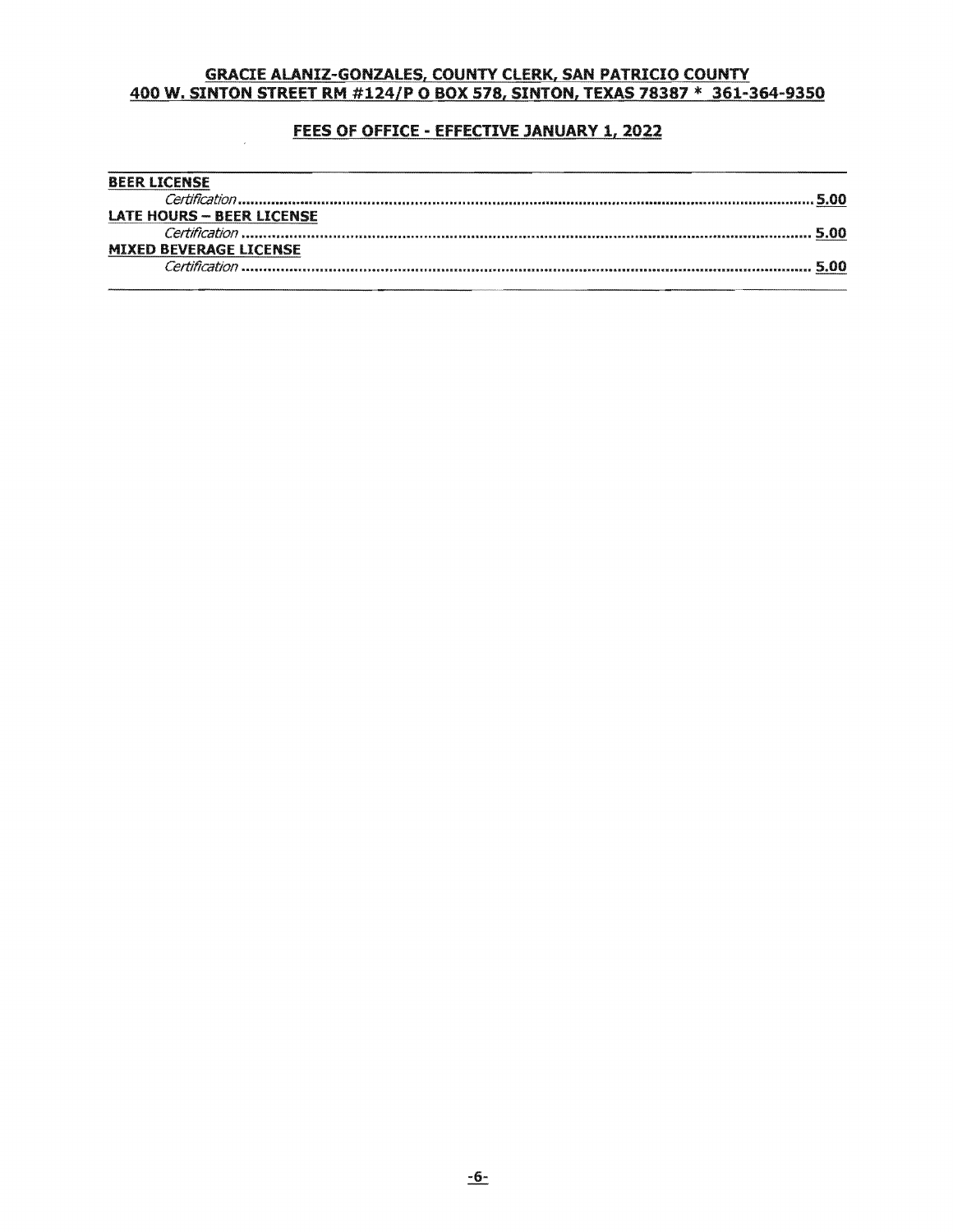**GRACIE ALANIZ-GONZALES, COUNTY CLERK, SAN PATRICIO COUNTY**
**400 W. SINTON STREET RM #124/P O BOX 578, SINTON, TEXAS 78387 * 361-364-9350**

**FEES OF OFFICE - EFFECTIVE JANUARY 1, 2022**

**BEER LICENSE**

*Certification* .................................................. **5.00**

**LATE HOURS – BEER LICENSE**

*Certification* .................................................. **5.00**

**MIXED BEVERAGE LICENSE**

*Certification* .................................................. **5.00**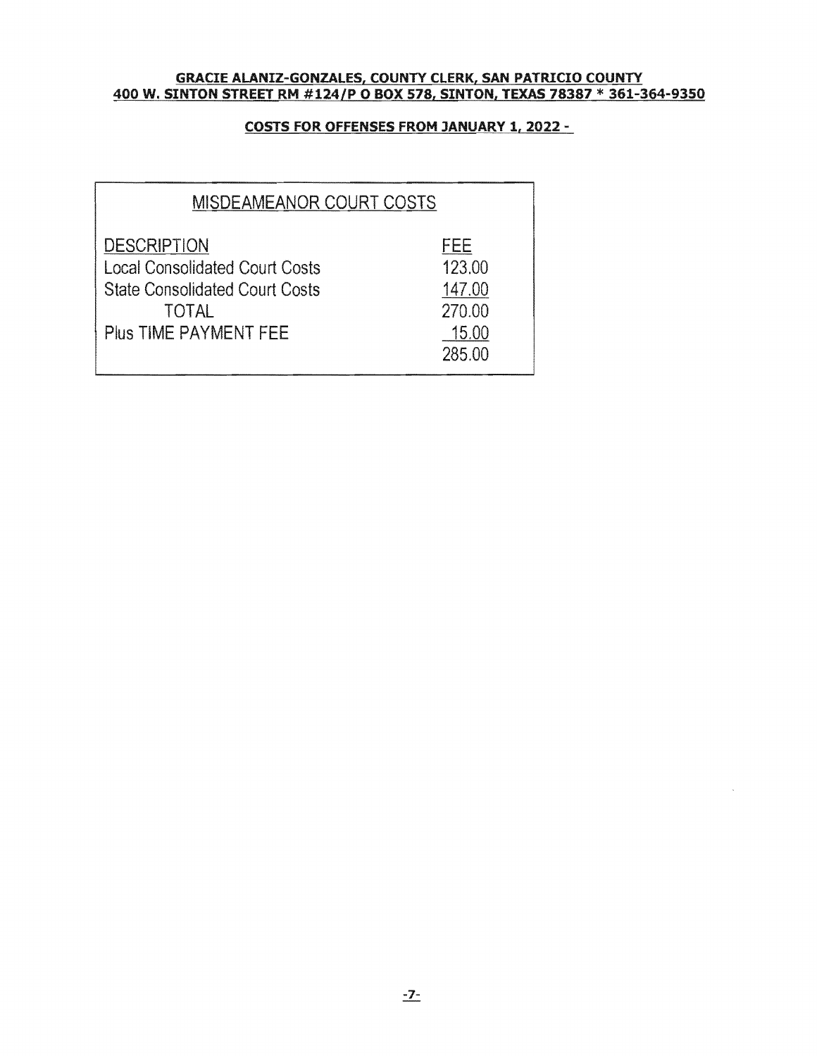**GRACIE ALANIZ-GONZALES, COUNTY CLERK, SAN PATRICIO COUNTY**
**400 W. SINTON STREET RM #124/P O BOX 578, SINTON, TEXAS 78387 * 361-364-9350**

**COSTS FOR OFFENSES FROM JANUARY 1, 2022 -**

MISDEAMEANOR COURT COSTS

| DESCRIPTION | FEE |
|---|---|
| Local Consolidated Court Costs | 123.00 |
| State Consolidated Court Costs | 147.00 |
| TOTAL | 270.00 |
| Plus TIME PAYMENT FEE | 15.00 |
| | 285.00 |